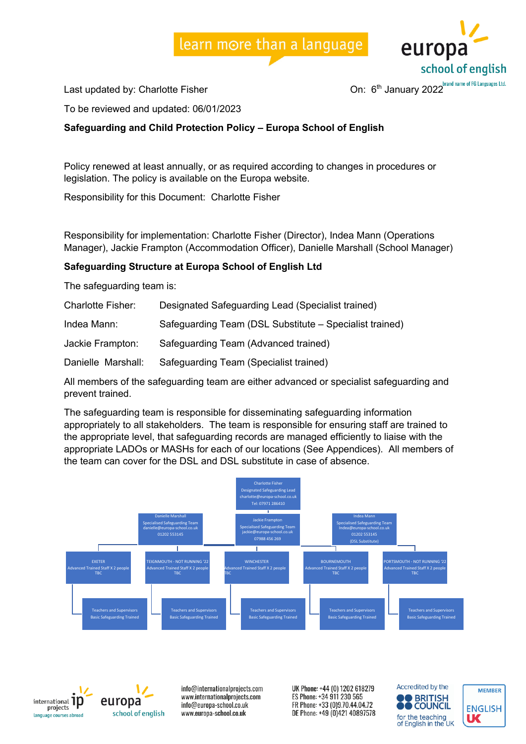Last updated by: Charlotte Fisher On: 6th January 2022

To be reviewed and updated: 06/01/2023

**Safeguarding and Child Protection Policy – Europa School of English**

Policy renewed at least annually, or as required according to changes in procedures or legislation. The policy is available on the Europa website.

Responsibility for this Document: Charlotte Fisher

Responsibility for implementation: Charlotte Fisher (Director), Indea Mann (Operations Manager), Jackie Frampton (Accommodation Officer), Danielle Marshall (School Manager)

**Safeguarding Structure at Europa School of English Ltd**

The safeguarding team is:

| | |
|---|---|
| Charlotte Fisher: | Designated Safeguarding Lead (Specialist trained) |
| Indea Mann: | Safeguarding Team (DSL Substitute – Specialist trained) |
| Jackie Frampton: | Safeguarding Team (Advanced trained) |
| Danielle Marshall: | Safeguarding Team (Specialist trained) |

All members of the safeguarding team are either advanced or specialist safeguarding and prevent trained.

The safeguarding team is responsible for disseminating safeguarding information appropriately to all stakeholders. The team is responsible for ensuring staff are trained to the appropriate level, that safeguarding records are managed efficiently to liaise with the appropriate LADOs or MASHs for each of our locations (See Appendices). All members of the team can cover for the DSL and DSL substitute in case of absence.

Charlotte Fisher
Designated Safeguarding Lead
charlotte@europa-school.co.uk
Tel: 07971 286410

Danielle Marshall
Specialised Safeguarding Team
danielle@europa-school.co.uk
01202 553145

Jackie Frampton
Specialised Safeguarding Team
jackie@europa-school.co.uk
07988 456 269

Indea Mann
Specialised Safeguarding Team
Indea@europa-school.co.uk
01202 553145
(DSL Substitute)

EXETER
Advanced Trained Staff X 2 people
TBC

TEIGNMOUTH - NOT RUNNING '22
Advanced Trained Staff X 2 people
TBC

WINCHESTER
Advanced Trained Staff X 2 people
TBC

BOURNEMOUTH
Advanced Trained Staff X 2 people
TBC

PORTSMOUTH - NOT RUNNING '22
Advanced Trained Staff X 2 people
TBC

Teachers and Supervisors
Basic Safeguarding Trained

Teachers and Supervisors
Basic Safeguarding Trained

Teachers and Supervisors
Basic Safeguarding Trained

Teachers and Supervisors
Basic Safeguarding Trained

Teachers and Supervisors
Basic Safeguarding Trained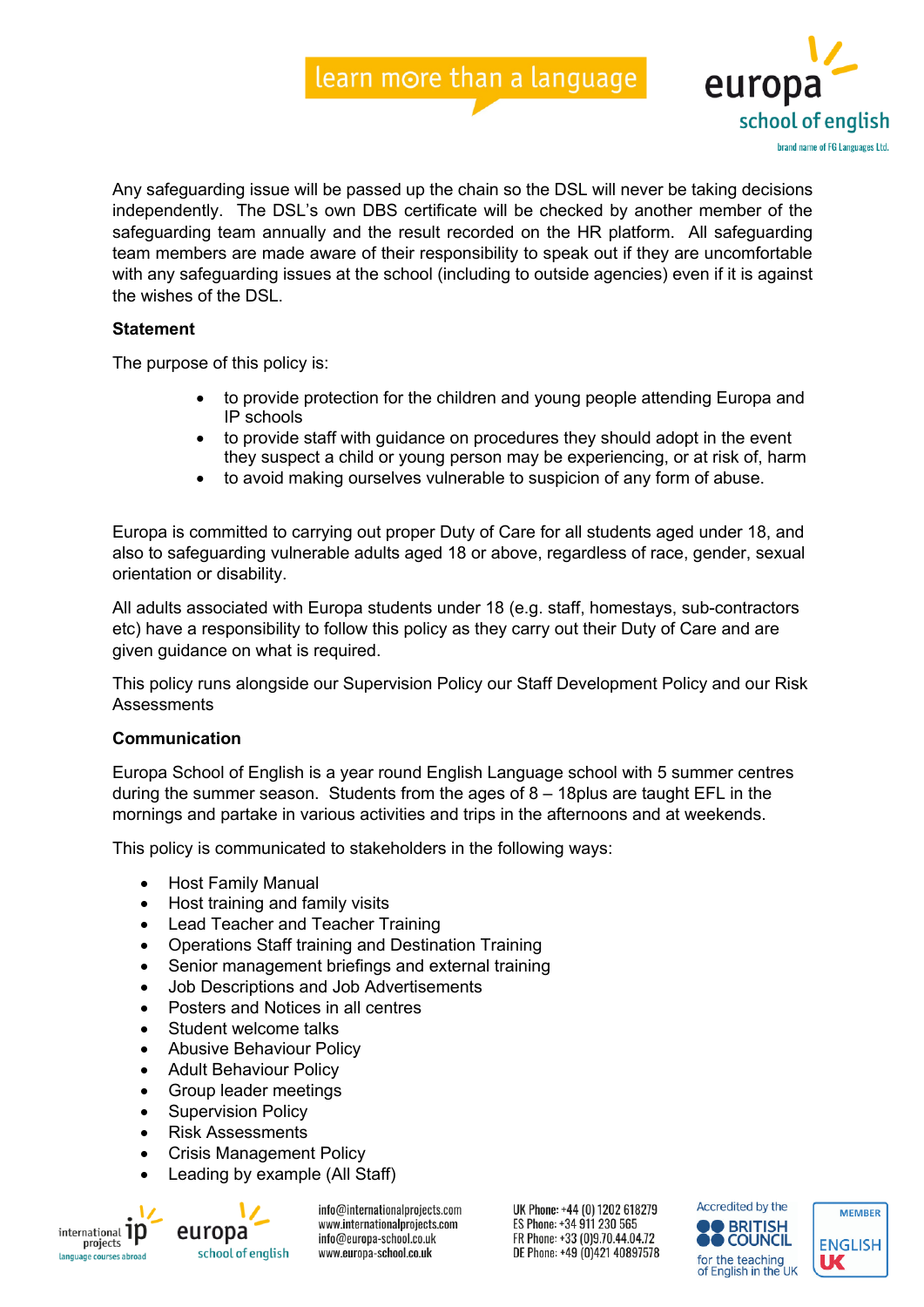Any safeguarding issue will be passed up the chain so the DSL will never be taking decisions independently. The DSL's own DBS certificate will be checked by another member of the safeguarding team annually and the result recorded on the HR platform. All safeguarding team members are made aware of their responsibility to speak out if they are uncomfortable with any safeguarding issues at the school (including to outside agencies) even if it is against the wishes of the DSL.

**Statement**

The purpose of this policy is:

- to provide protection for the children and young people attending Europa and IP schools
- to provide staff with guidance on procedures they should adopt in the event they suspect a child or young person may be experiencing, or at risk of, harm
- to avoid making ourselves vulnerable to suspicion of any form of abuse.

Europa is committed to carrying out proper Duty of Care for all students aged under 18, and also to safeguarding vulnerable adults aged 18 or above, regardless of race, gender, sexual orientation or disability.

All adults associated with Europa students under 18 (e.g. staff, homestays, sub-contractors etc) have a responsibility to follow this policy as they carry out their Duty of Care and are given guidance on what is required.

This policy runs alongside our Supervision Policy our Staff Development Policy and our Risk Assessments

**Communication**

Europa School of English is a year round English Language school with 5 summer centres during the summer season. Students from the ages of 8 – 18plus are taught EFL in the mornings and partake in various activities and trips in the afternoons and at weekends.

This policy is communicated to stakeholders in the following ways:

- Host Family Manual
- Host training and family visits
- Lead Teacher and Teacher Training
- Operations Staff training and Destination Training
- Senior management briefings and external training
- Job Descriptions and Job Advertisements
- Posters and Notices in all centres
- Student welcome talks
- Abusive Behaviour Policy
- Adult Behaviour Policy
- Group leader meetings
- Supervision Policy
- Risk Assessments
- Crisis Management Policy
- Leading by example (All Staff)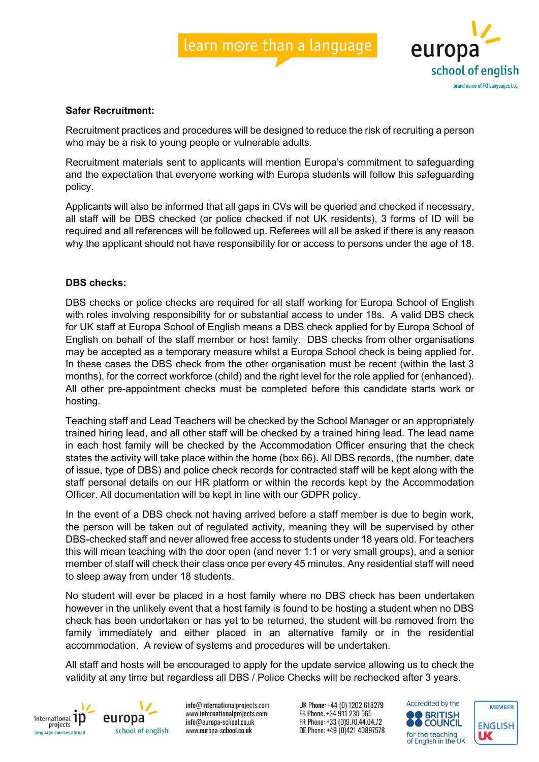**Safer Recruitment:**

Recruitment practices and procedures will be designed to reduce the risk of recruiting a person who may be a risk to young people or vulnerable adults.

Recruitment materials sent to applicants will mention Europa's commitment to safeguarding and the expectation that everyone working with Europa students will follow this safeguarding policy.

Applicants will also be informed that all gaps in CVs will be queried and checked if necessary, all staff will be DBS checked (or police checked if not UK residents), 3 forms of ID will be required and all references will be followed up. Referees will all be asked if there is any reason why the applicant should not have responsibility for or access to persons under the age of 18.

**DBS checks:**

DBS checks or police checks are required for all staff working for Europa School of English with roles involving responsibility for or substantial access to under 18s. A valid DBS check for UK staff at Europa School of English means a DBS check applied for by Europa School of English on behalf of the staff member or host family. DBS checks from other organisations may be accepted as a temporary measure whilst a Europa School check is being applied for. In these cases the DBS check from the other organisation must be recent (within the last 3 months), for the correct workforce (child) and the right level for the role applied for (enhanced). All other pre-appointment checks must be completed before this candidate starts work or hosting.

Teaching staff and Lead Teachers will be checked by the School Manager or an appropriately trained hiring lead, and all other staff will be checked by a trained hiring lead. The lead name in each host family will be checked by the Accommodation Officer ensuring that the check states the activity will take place within the home (box 66). All DBS records, (the number, date of issue, type of DBS) and police check records for contracted staff will be kept along with the staff personal details on our HR platform or within the records kept by the Accommodation Officer. All documentation will be kept in line with our GDPR policy.

In the event of a DBS check not having arrived before a staff member is due to begin work, the person will be taken out of regulated activity, meaning they will be supervised by other DBS-checked staff and never allowed free access to students under 18 years old. For teachers this will mean teaching with the door open (and never 1:1 or very small groups), and a senior member of staff will check their class once per every 45 minutes. Any residential staff will need to sleep away from under 18 students.

No student will ever be placed in a host family where no DBS check has been undertaken however in the unlikely event that a host family is found to be hosting a student when no DBS check has been undertaken or has yet to be returned, the student will be removed from the family immediately and either placed in an alternative family or in the residential accommodation. A review of systems and procedures will be undertaken.

All staff and hosts will be encouraged to apply for the update service allowing us to check the validity at any time but regardless all DBS / Police Checks will be rechecked after 3 years.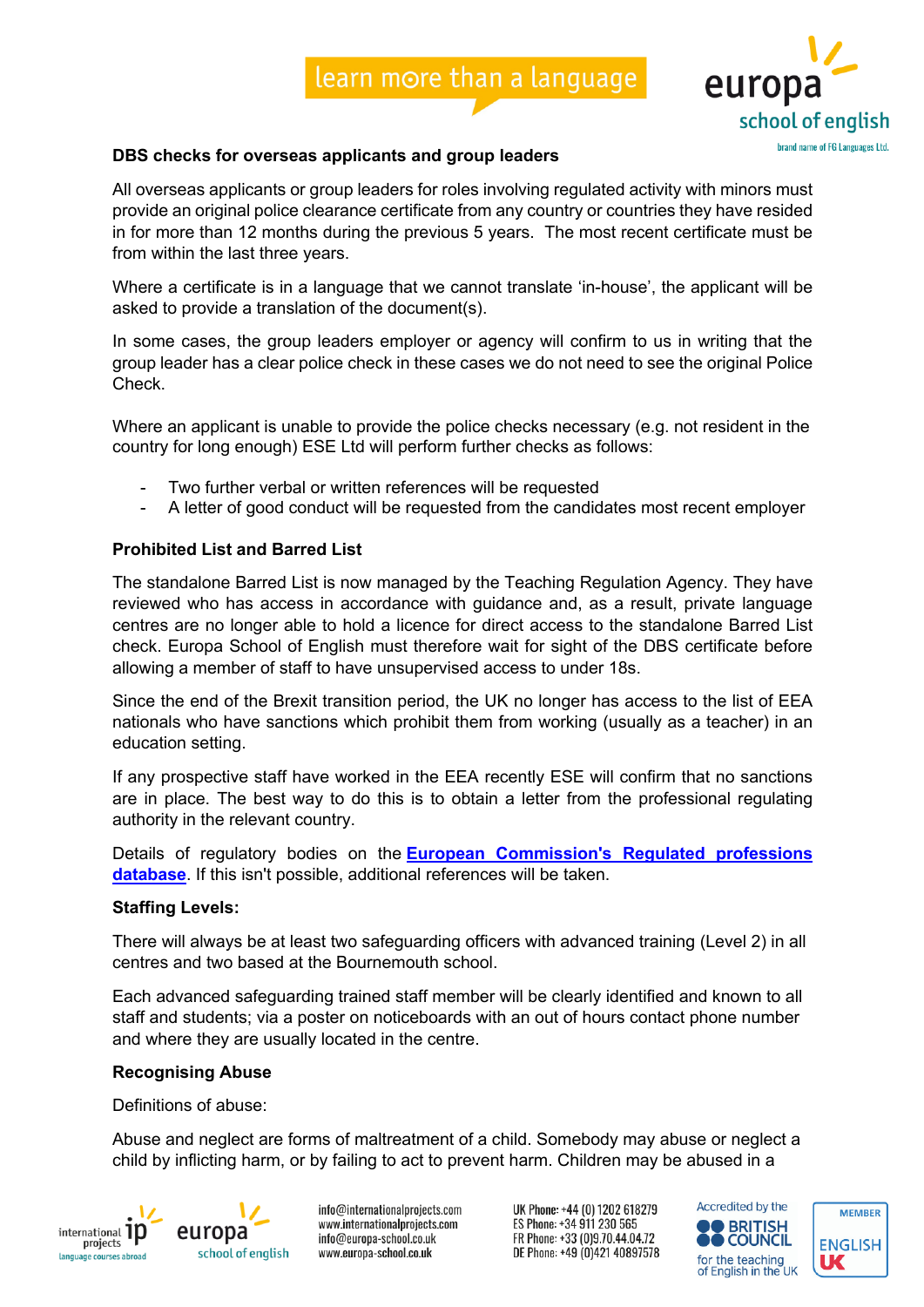**DBS checks for overseas applicants and group leaders**

All overseas applicants or group leaders for roles involving regulated activity with minors must provide an original police clearance certificate from any country or countries they have resided in for more than 12 months during the previous 5 years. The most recent certificate must be from within the last three years.

Where a certificate is in a language that we cannot translate 'in-house', the applicant will be asked to provide a translation of the document(s).

In some cases, the group leaders employer or agency will confirm to us in writing that the group leader has a clear police check in these cases we do not need to see the original Police Check.

Where an applicant is unable to provide the police checks necessary (e.g. not resident in the country for long enough) ESE Ltd will perform further checks as follows:

- Two further verbal or written references will be requested
- A letter of good conduct will be requested from the candidates most recent employer

**Prohibited List and Barred List**

The standalone Barred List is now managed by the Teaching Regulation Agency. They have reviewed who has access in accordance with guidance and, as a result, private language centres are no longer able to hold a licence for direct access to the standalone Barred List check. Europa School of English must therefore wait for sight of the DBS certificate before allowing a member of staff to have unsupervised access to under 18s.

Since the end of the Brexit transition period, the UK no longer has access to the list of EEA nationals who have sanctions which prohibit them from working (usually as a teacher) in an education setting.

If any prospective staff have worked in the EEA recently ESE will confirm that no sanctions are in place. The best way to do this is to obtain a letter from the professional regulating authority in the relevant country.

Details of regulatory bodies on the **European Commission's Regulated professions database**. If this isn't possible, additional references will be taken.

**Staffing Levels:**

There will always be at least two safeguarding officers with advanced training (Level 2) in all centres and two based at the Bournemouth school.

Each advanced safeguarding trained staff member will be clearly identified and known to all staff and students; via a poster on noticeboards with an out of hours contact phone number and where they are usually located in the centre.

**Recognising Abuse**

Definitions of abuse:

Abuse and neglect are forms of maltreatment of a child. Somebody may abuse or neglect a child by inflicting harm, or by failing to act to prevent harm. Children may be abused in a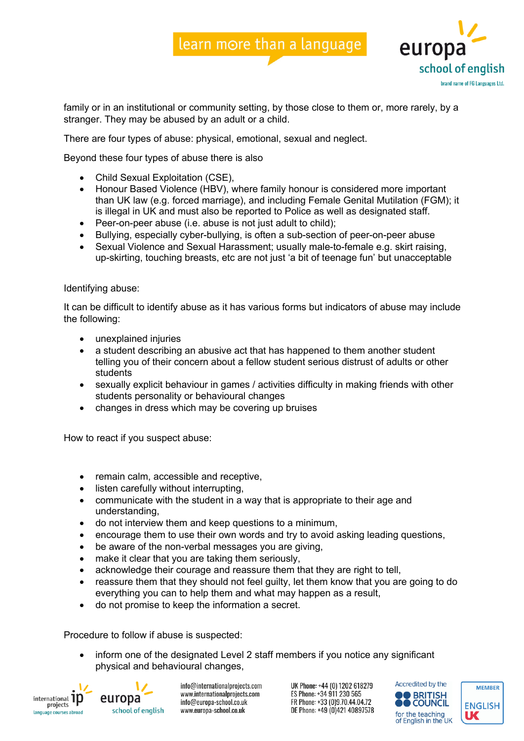family or in an institutional or community setting, by those close to them or, more rarely, by a stranger. They may be abused by an adult or a child.

There are four types of abuse: physical, emotional, sexual and neglect.

Beyond these four types of abuse there is also

- Child Sexual Exploitation (CSE),
- Honour Based Violence (HBV), where family honour is considered more important than UK law (e.g. forced marriage), and including Female Genital Mutilation (FGM); it is illegal in UK and must also be reported to Police as well as designated staff.
- Peer-on-peer abuse (i.e. abuse is not just adult to child);
- Bullying, especially cyber-bullying, is often a sub-section of peer-on-peer abuse
- Sexual Violence and Sexual Harassment; usually male-to-female e.g. skirt raising, up-skirting, touching breasts, etc are not just 'a bit of teenage fun' but unacceptable

Identifying abuse:

It can be difficult to identify abuse as it has various forms but indicators of abuse may include the following:

- unexplained injuries
- a student describing an abusive act that has happened to them another student telling you of their concern about a fellow student serious distrust of adults or other students
- sexually explicit behaviour in games / activities difficulty in making friends with other students personality or behavioural changes
- changes in dress which may be covering up bruises

How to react if you suspect abuse:

- remain calm, accessible and receptive,
- listen carefully without interrupting,
- communicate with the student in a way that is appropriate to their age and understanding,
- do not interview them and keep questions to a minimum,
- encourage them to use their own words and try to avoid asking leading questions,
- be aware of the non-verbal messages you are giving,
- make it clear that you are taking them seriously,
- acknowledge their courage and reassure them that they are right to tell,
- reassure them that they should not feel guilty, let them know that you are going to do everything you can to help them and what may happen as a result,
- do not promise to keep the information a secret.

Procedure to follow if abuse is suspected:

- inform one of the designated Level 2 staff members if you notice any significant physical and behavioural changes,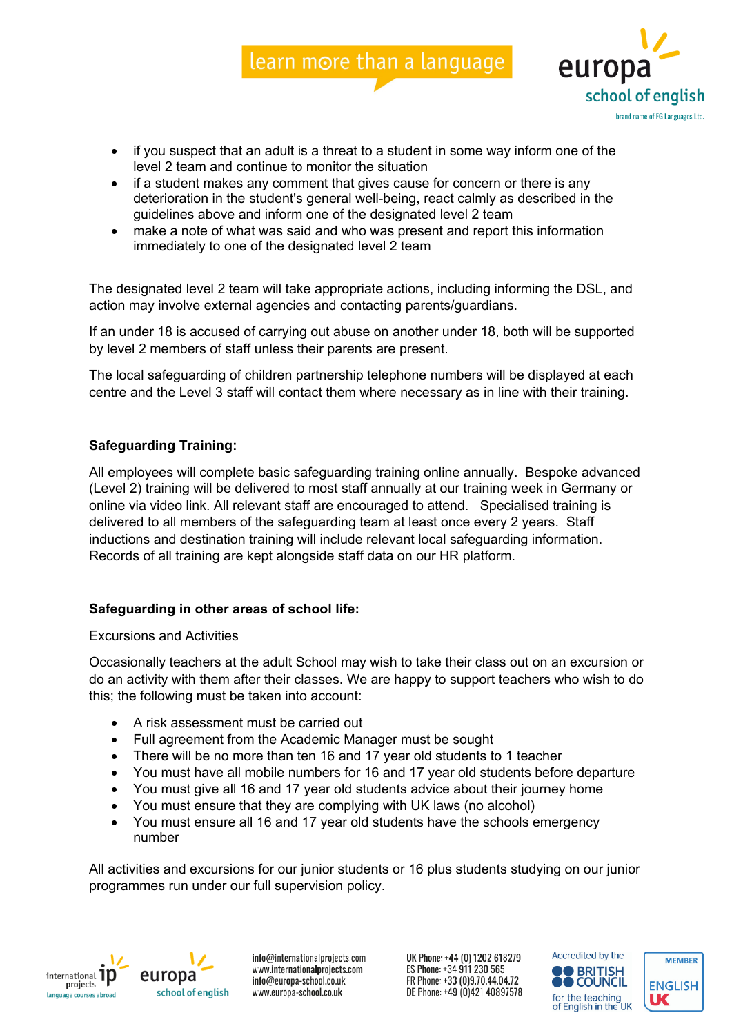- if you suspect that an adult is a threat to a student in some way inform one of the level 2 team and continue to monitor the situation
- if a student makes any comment that gives cause for concern or there is any deterioration in the student's general well-being, react calmly as described in the guidelines above and inform one of the designated level 2 team
- make a note of what was said and who was present and report this information immediately to one of the designated level 2 team

The designated level 2 team will take appropriate actions, including informing the DSL, and action may involve external agencies and contacting parents/guardians.

If an under 18 is accused of carrying out abuse on another under 18, both will be supported by level 2 members of staff unless their parents are present.

The local safeguarding of children partnership telephone numbers will be displayed at each centre and the Level 3 staff will contact them where necessary as in line with their training.

**Safeguarding Training:**

All employees will complete basic safeguarding training online annually. Bespoke advanced (Level 2) training will be delivered to most staff annually at our training week in Germany or online via video link. All relevant staff are encouraged to attend. Specialised training is delivered to all members of the safeguarding team at least once every 2 years. Staff inductions and destination training will include relevant local safeguarding information. Records of all training are kept alongside staff data on our HR platform.

**Safeguarding in other areas of school life:**

Excursions and Activities

Occasionally teachers at the adult School may wish to take their class out on an excursion or do an activity with them after their classes. We are happy to support teachers who wish to do this; the following must be taken into account:

- A risk assessment must be carried out
- Full agreement from the Academic Manager must be sought
- There will be no more than ten 16 and 17 year old students to 1 teacher
- You must have all mobile numbers for 16 and 17 year old students before departure
- You must give all 16 and 17 year old students advice about their journey home
- You must ensure that they are complying with UK laws (no alcohol)
- You must ensure all 16 and 17 year old students have the schools emergency number

All activities and excursions for our junior students or 16 plus students studying on our junior programmes run under our full supervision policy.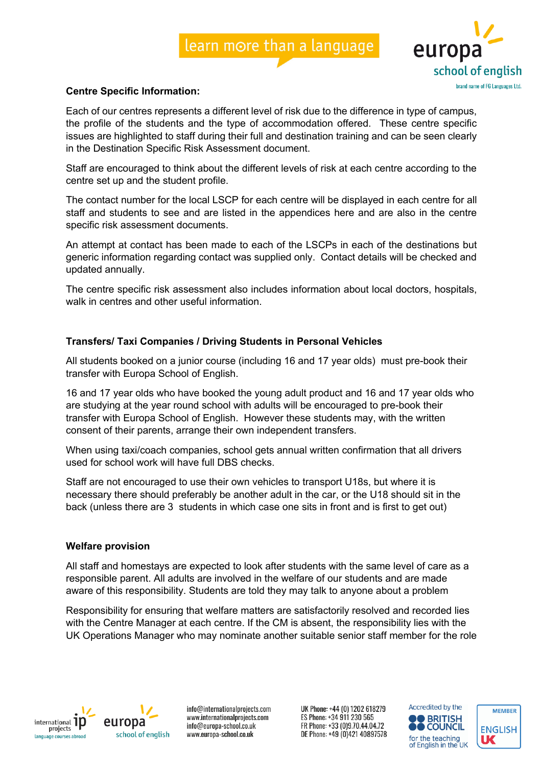**Centre Specific Information:**

Each of our centres represents a different level of risk due to the difference in type of campus, the profile of the students and the type of accommodation offered. These centre specific issues are highlighted to staff during their full and destination training and can be seen clearly in the Destination Specific Risk Assessment document.

Staff are encouraged to think about the different levels of risk at each centre according to the centre set up and the student profile.

The contact number for the local LSCP for each centre will be displayed in each centre for all staff and students to see and are listed in the appendices here and are also in the centre specific risk assessment documents.

An attempt at contact has been made to each of the LSCPs in each of the destinations but generic information regarding contact was supplied only. Contact details will be checked and updated annually.

The centre specific risk assessment also includes information about local doctors, hospitals, walk in centres and other useful information.

**Transfers/ Taxi Companies / Driving Students in Personal Vehicles**

All students booked on a junior course (including 16 and 17 year olds) must pre-book their transfer with Europa School of English.

16 and 17 year olds who have booked the young adult product and 16 and 17 year olds who are studying at the year round school with adults will be encouraged to pre-book their transfer with Europa School of English. However these students may, with the written consent of their parents, arrange their own independent transfers.

When using taxi/coach companies, school gets annual written confirmation that all drivers used for school work will have full DBS checks.

Staff are not encouraged to use their own vehicles to transport U18s, but where it is necessary there should preferably be another adult in the car, or the U18 should sit in the back (unless there are 3 students in which case one sits in front and is first to get out)

**Welfare provision**

All staff and homestays are expected to look after students with the same level of care as a responsible parent. All adults are involved in the welfare of our students and are made aware of this responsibility. Students are told they may talk to anyone about a problem

Responsibility for ensuring that welfare matters are satisfactorily resolved and recorded lies with the Centre Manager at each centre. If the CM is absent, the responsibility lies with the UK Operations Manager who may nominate another suitable senior staff member for the role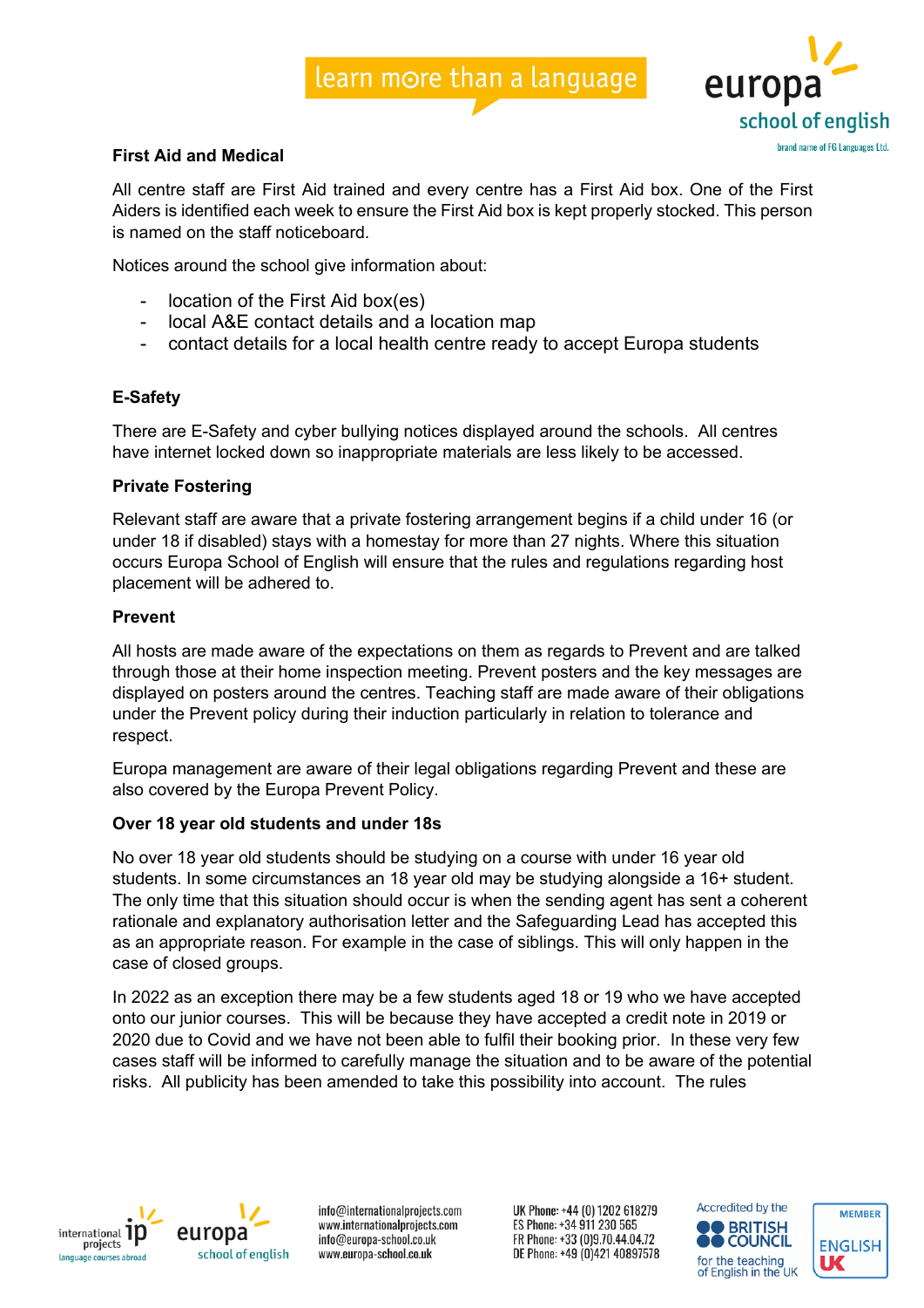**First Aid and Medical**

All centre staff are First Aid trained and every centre has a First Aid box. One of the First Aiders is identified each week to ensure the First Aid box is kept properly stocked. This person is named on the staff noticeboard.

Notices around the school give information about:

- location of the First Aid box(es)
- local A&E contact details and a location map
- contact details for a local health centre ready to accept Europa students

**E-Safety**

There are E-Safety and cyber bullying notices displayed around the schools. All centres have internet locked down so inappropriate materials are less likely to be accessed.

**Private Fostering**

Relevant staff are aware that a private fostering arrangement begins if a child under 16 (or under 18 if disabled) stays with a homestay for more than 27 nights. Where this situation occurs Europa School of English will ensure that the rules and regulations regarding host placement will be adhered to.

**Prevent**

All hosts are made aware of the expectations on them as regards to Prevent and are talked through those at their home inspection meeting. Prevent posters and the key messages are displayed on posters around the centres. Teaching staff are made aware of their obligations under the Prevent policy during their induction particularly in relation to tolerance and respect.

Europa management are aware of their legal obligations regarding Prevent and these are also covered by the Europa Prevent Policy.

**Over 18 year old students and under 18s**

No over 18 year old students should be studying on a course with under 16 year old students. In some circumstances an 18 year old may be studying alongside a 16+ student. The only time that this situation should occur is when the sending agent has sent a coherent rationale and explanatory authorisation letter and the Safeguarding Lead has accepted this as an appropriate reason. For example in the case of siblings. This will only happen in the case of closed groups.

In 2022 as an exception there may be a few students aged 18 or 19 who we have accepted onto our junior courses. This will be because they have accepted a credit note in 2019 or 2020 due to Covid and we have not been able to fulfil their booking prior. In these very few cases staff will be informed to carefully manage the situation and to be aware of the potential risks. All publicity has been amended to take this possibility into account. The rules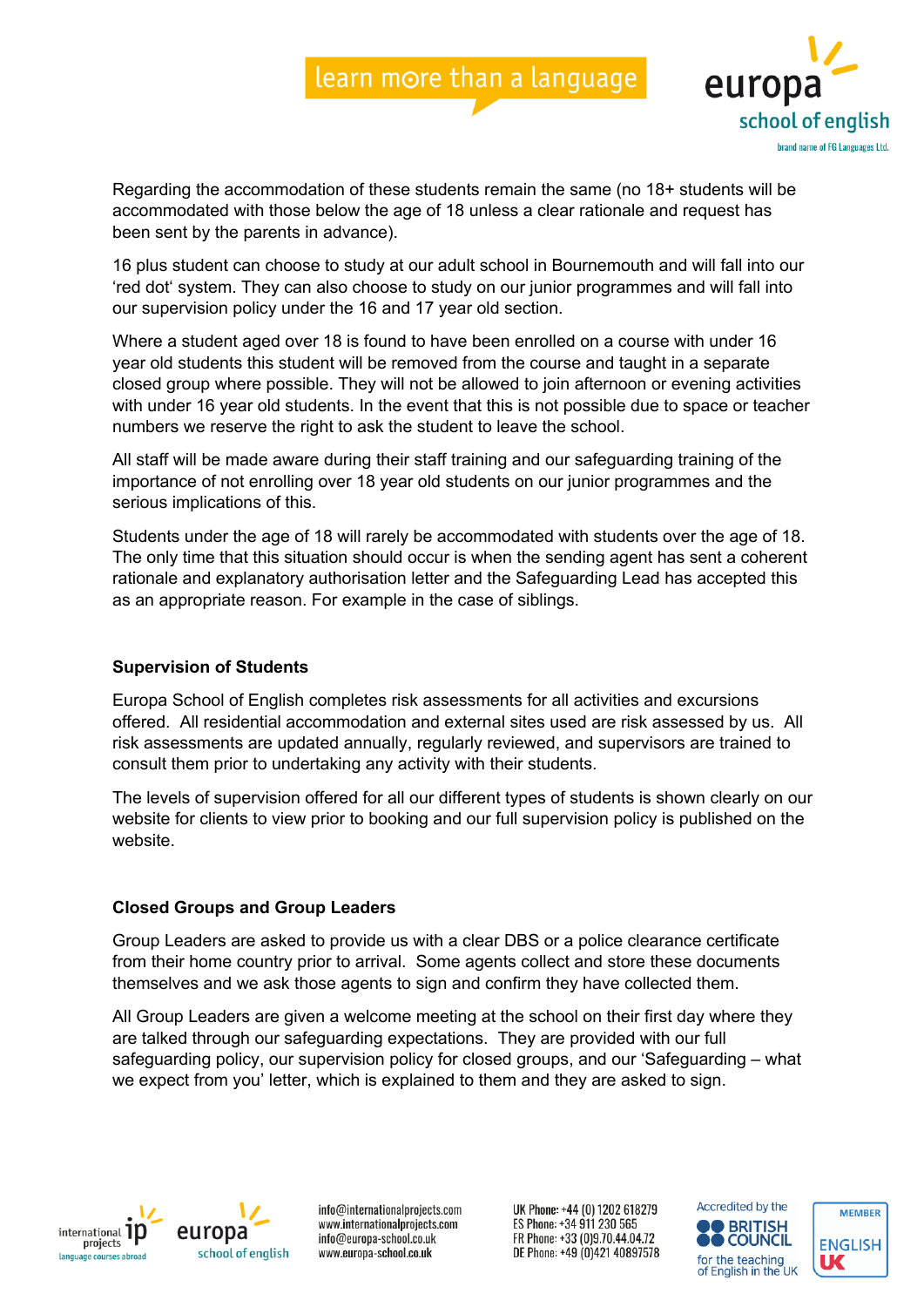Regarding the accommodation of these students remain the same (no 18+ students will be accommodated with those below the age of 18 unless a clear rationale and request has been sent by the parents in advance).

16 plus student can choose to study at our adult school in Bournemouth and will fall into our 'red dot' system. They can also choose to study on our junior programmes and will fall into our supervision policy under the 16 and 17 year old section.

Where a student aged over 18 is found to have been enrolled on a course with under 16 year old students this student will be removed from the course and taught in a separate closed group where possible. They will not be allowed to join afternoon or evening activities with under 16 year old students. In the event that this is not possible due to space or teacher numbers we reserve the right to ask the student to leave the school.

All staff will be made aware during their staff training and our safeguarding training of the importance of not enrolling over 18 year old students on our junior programmes and the serious implications of this.

Students under the age of 18 will rarely be accommodated with students over the age of 18. The only time that this situation should occur is when the sending agent has sent a coherent rationale and explanatory authorisation letter and the Safeguarding Lead has accepted this as an appropriate reason. For example in the case of siblings.

### Supervision of Students

Europa School of English completes risk assessments for all activities and excursions offered. All residential accommodation and external sites used are risk assessed by us. All risk assessments are updated annually, regularly reviewed, and supervisors are trained to consult them prior to undertaking any activity with their students.

The levels of supervision offered for all our different types of students is shown clearly on our website for clients to view prior to booking and our full supervision policy is published on the website.

### Closed Groups and Group Leaders

Group Leaders are asked to provide us with a clear DBS or a police clearance certificate from their home country prior to arrival. Some agents collect and store these documents themselves and we ask those agents to sign and confirm they have collected them.

All Group Leaders are given a welcome meeting at the school on their first day where they are talked through our safeguarding expectations. They are provided with our full safeguarding policy, our supervision policy for closed groups, and our 'Safeguarding – what we expect from you' letter, which is explained to them and they are asked to sign.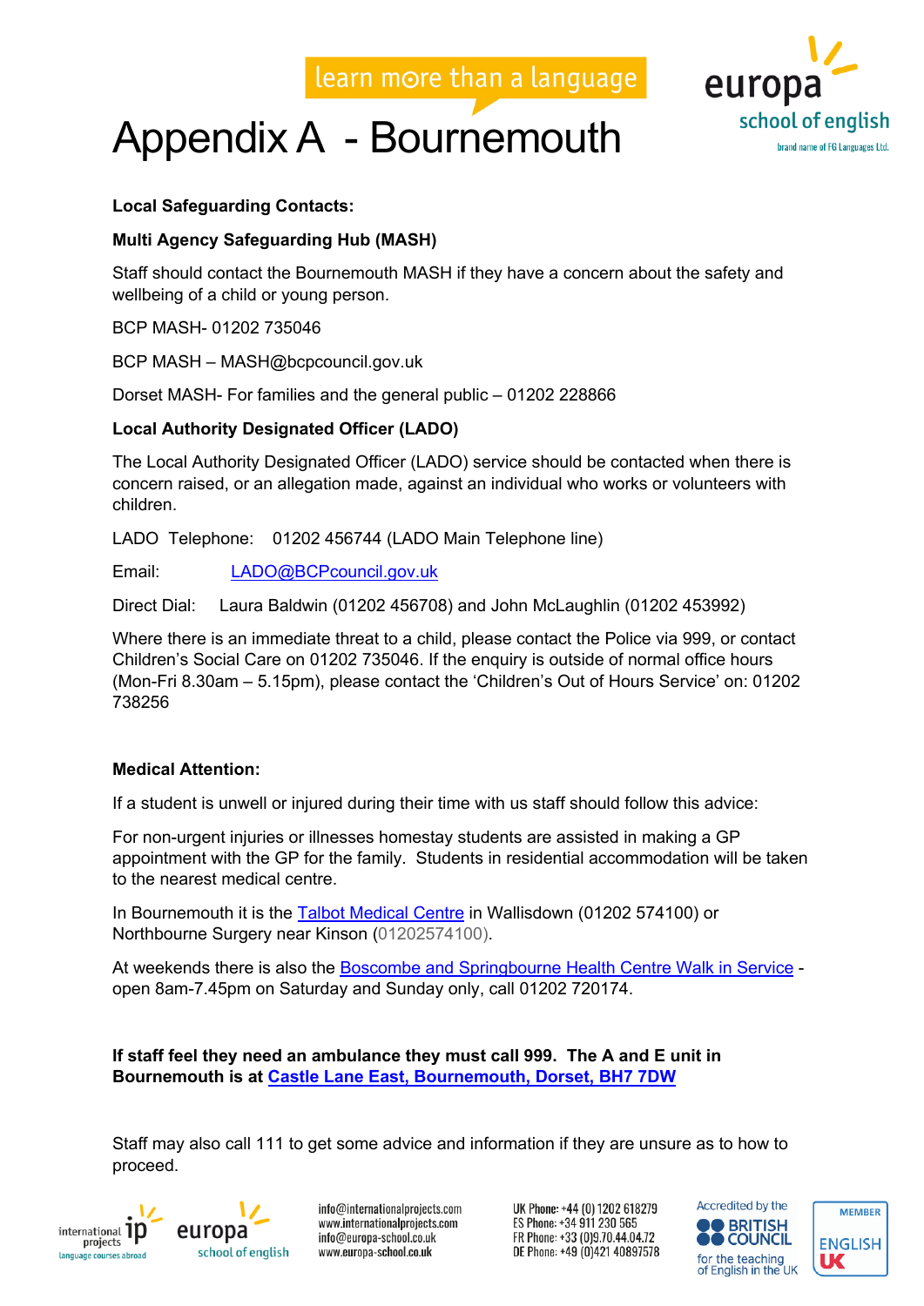# Appendix A - Bournemouth

**Local Safeguarding Contacts:**

**Multi Agency Safeguarding Hub (MASH)**

Staff should contact the Bournemouth MASH if they have a concern about the safety and wellbeing of a child or young person.

BCP MASH- 01202 735046

BCP MASH – MASH@bcpcouncil.gov.uk

Dorset MASH- For families and the general public – 01202 228866

**Local Authority Designated Officer (LADO)**

The Local Authority Designated Officer (LADO) service should be contacted when there is concern raised, or an allegation made, against an individual who works or volunteers with children.

LADO Telephone: 01202 456744 (LADO Main Telephone line)

Email: LADO@BCPcouncil.gov.uk

Direct Dial: Laura Baldwin (01202 456708) and John McLaughlin (01202 453992)

Where there is an immediate threat to a child, please contact the Police via 999, or contact Children's Social Care on 01202 735046. If the enquiry is outside of normal office hours (Mon-Fri 8.30am – 5.15pm), please contact the 'Children's Out of Hours Service' on: 01202 738256

**Medical Attention:**

If a student is unwell or injured during their time with us staff should follow this advice:

For non-urgent injuries or illnesses homestay students are assisted in making a GP appointment with the GP for the family. Students in residential accommodation will be taken to the nearest medical centre.

In Bournemouth it is the Talbot Medical Centre in Wallisdown (01202 574100) or Northbourne Surgery near Kinson (01202574100).

At weekends there is also the Boscombe and Springbourne Health Centre Walk in Service - open 8am-7.45pm on Saturday and Sunday only, call 01202 720174.

**If staff feel they need an ambulance they must call 999. The A and E unit in Bournemouth is at Castle Lane East, Bournemouth, Dorset, BH7 7DW**

Staff may also call 111 to get some advice and information if they are unsure as to how to proceed.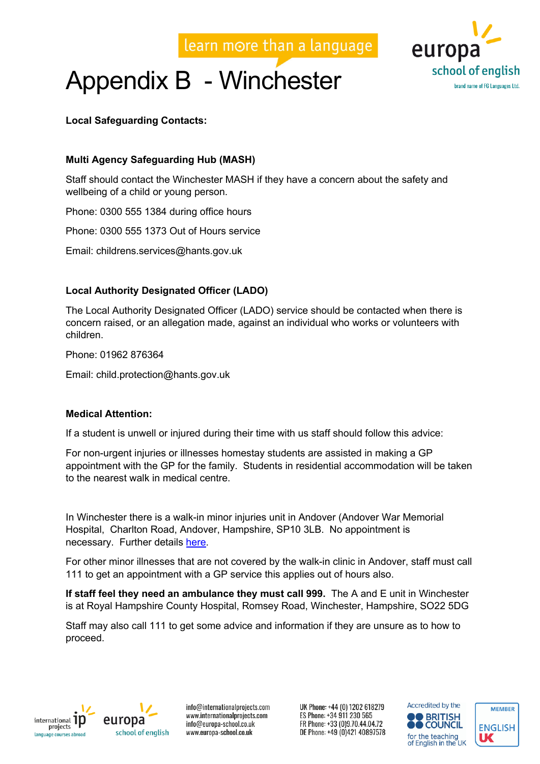# Appendix B - Winchester

**Local Safeguarding Contacts:**

**Multi Agency Safeguarding Hub (MASH)**

Staff should contact the Winchester MASH if they have a concern about the safety and wellbeing of a child or young person.

Phone: 0300 555 1384 during office hours

Phone: 0300 555 1373 Out of Hours service

Email: childrens.services@hants.gov.uk

**Local Authority Designated Officer (LADO)**

The Local Authority Designated Officer (LADO) service should be contacted when there is concern raised, or an allegation made, against an individual who works or volunteers with children.

Phone: 01962 876364

Email: child.protection@hants.gov.uk

**Medical Attention:**

If a student is unwell or injured during their time with us staff should follow this advice:

For non-urgent injuries or illnesses homestay students are assisted in making a GP appointment with the GP for the family. Students in residential accommodation will be taken to the nearest walk in medical centre.

In Winchester there is a walk-in minor injuries unit in Andover (Andover War Memorial Hospital, Charlton Road, Andover, Hampshire, SP10 3LB. No appointment is necessary. Further details here.

For other minor illnesses that are not covered by the walk-in clinic in Andover, staff must call 111 to get an appointment with a GP service this applies out of hours also.

**If staff feel they need an ambulance they must call 999.** The A and E unit in Winchester is at Royal Hampshire County Hospital, Romsey Road, Winchester, Hampshire, SO22 5DG

Staff may also call 111 to get some advice and information if they are unsure as to how to proceed.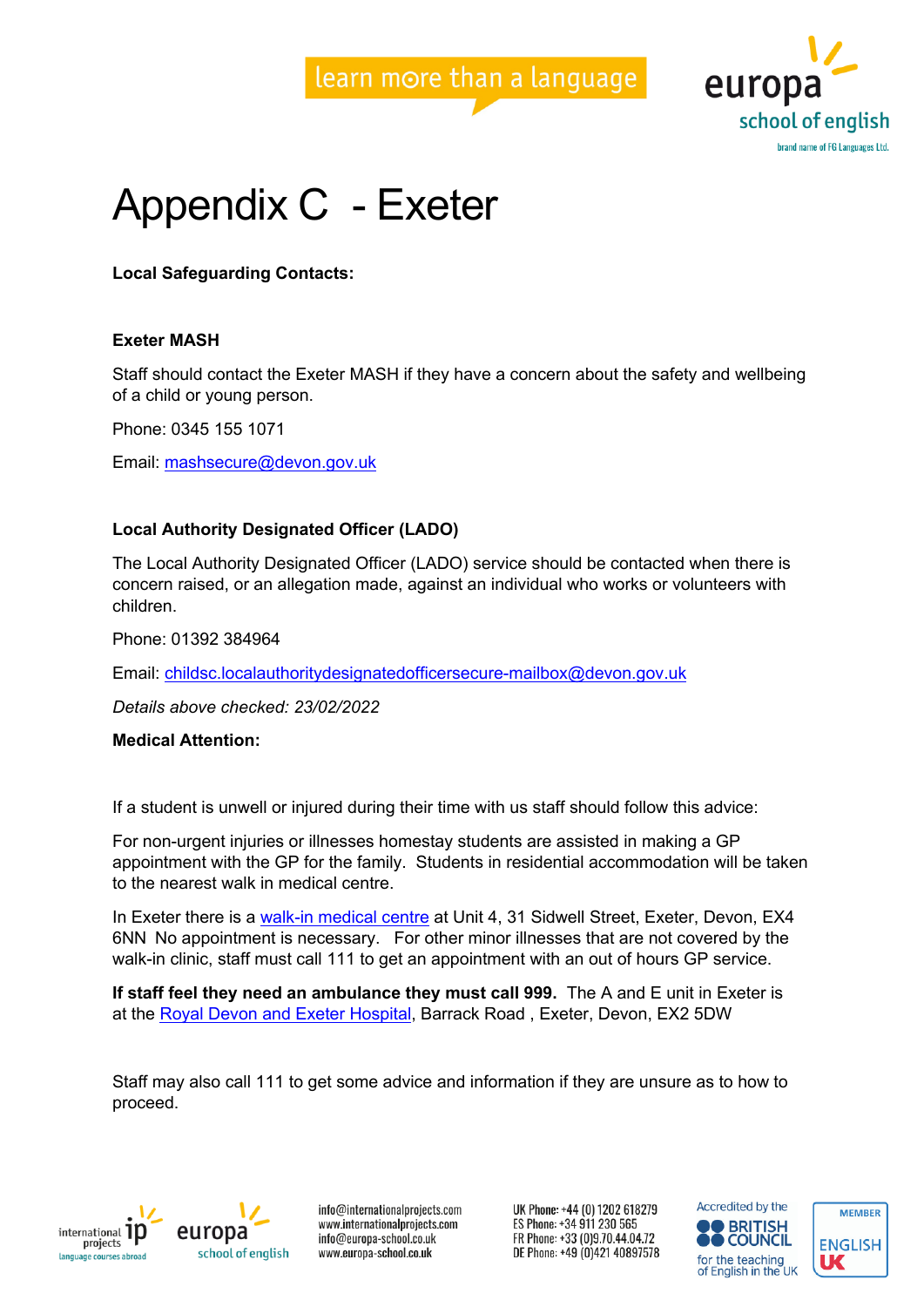# Appendix C - Exeter

**Local Safeguarding Contacts:**

**Exeter MASH**

Staff should contact the Exeter MASH if they have a concern about the safety and wellbeing of a child or young person.

Phone: 0345 155 1071

Email: mashsecure@devon.gov.uk

**Local Authority Designated Officer (LADO)**

The Local Authority Designated Officer (LADO) service should be contacted when there is concern raised, or an allegation made, against an individual who works or volunteers with children.

Phone: 01392 384964

Email: childsc.localauthoritydesignatedofficersecure-mailbox@devon.gov.uk

*Details above checked: 23/02/2022*

**Medical Attention:**

If a student is unwell or injured during their time with us staff should follow this advice:

For non-urgent injuries or illnesses homestay students are assisted in making a GP appointment with the GP for the family. Students in residential accommodation will be taken to the nearest walk in medical centre.

In Exeter there is a walk-in medical centre at Unit 4, 31 Sidwell Street, Exeter, Devon, EX4 6NN No appointment is necessary. For other minor illnesses that are not covered by the walk-in clinic, staff must call 111 to get an appointment with an out of hours GP service.

**If staff feel they need an ambulance they must call 999.** The A and E unit in Exeter is at the Royal Devon and Exeter Hospital, Barrack Road , Exeter, Devon, EX2 5DW

Staff may also call 111 to get some advice and information if they are unsure as to how to proceed.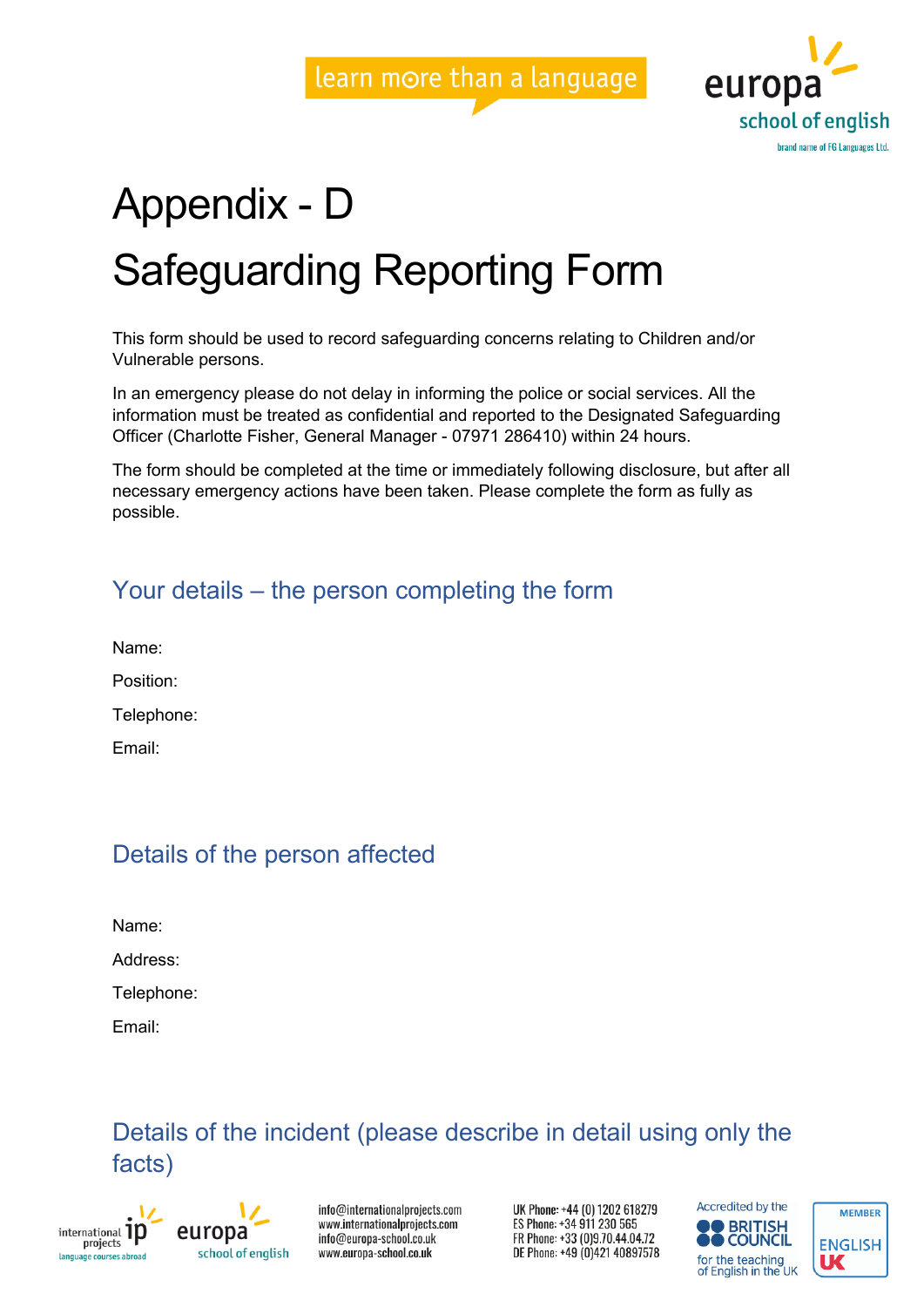# Appendix - D

# Safeguarding Reporting Form

This form should be used to record safeguarding concerns relating to Children and/or Vulnerable persons.

In an emergency please do not delay in informing the police or social services. All the information must be treated as confidential and reported to the Designated Safeguarding Officer (Charlotte Fisher, General Manager - 07971 286410) within 24 hours.

The form should be completed at the time or immediately following disclosure, but after all necessary emergency actions have been taken. Please complete the form as fully as possible.

## Your details – the person completing the form

Name:

Position:

Telephone:

Email:

## Details of the person affected

Name:

Address:

Telephone:

Email:

## Details of the incident (please describe in detail using only the facts)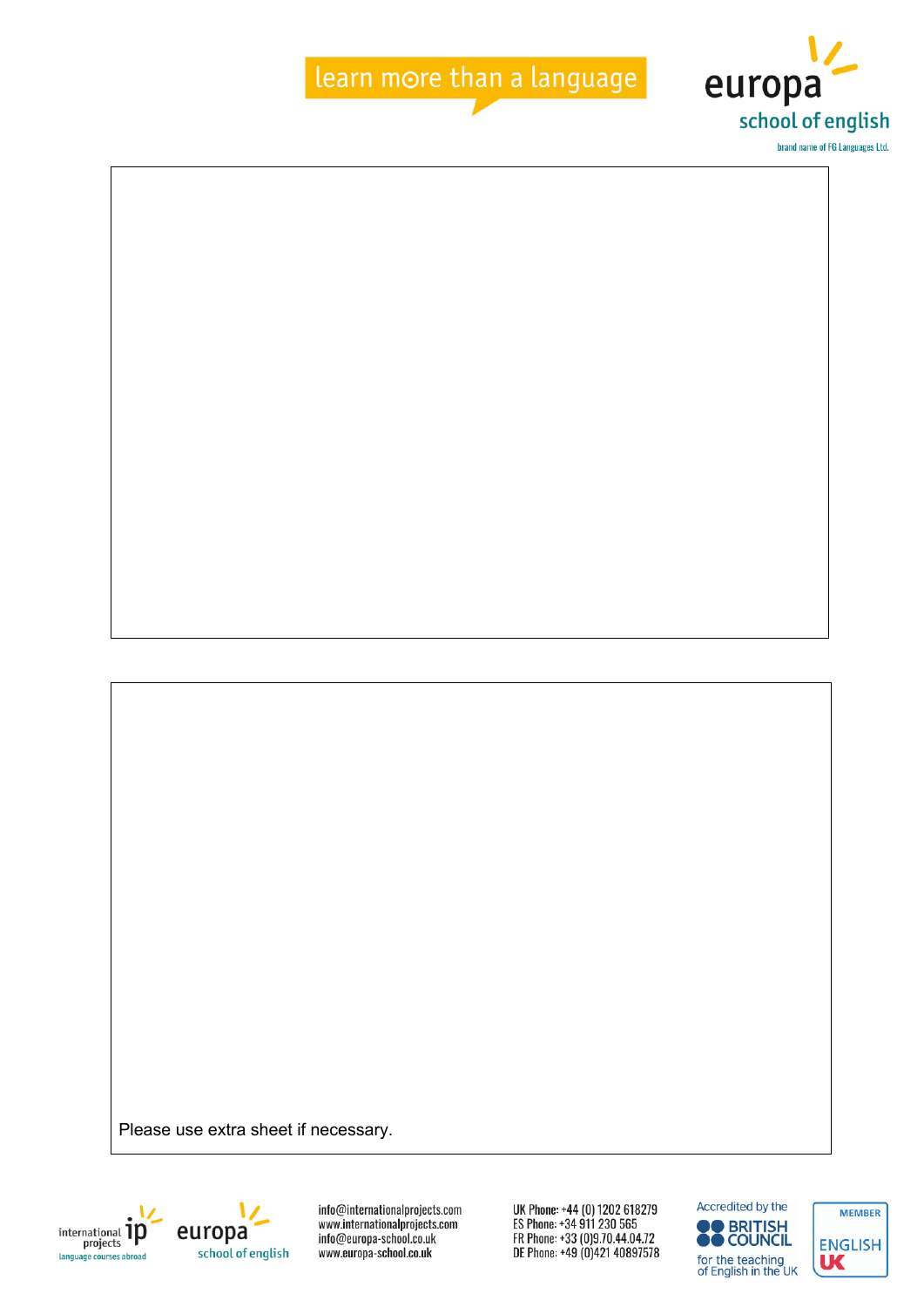Please use extra sheet if necessary.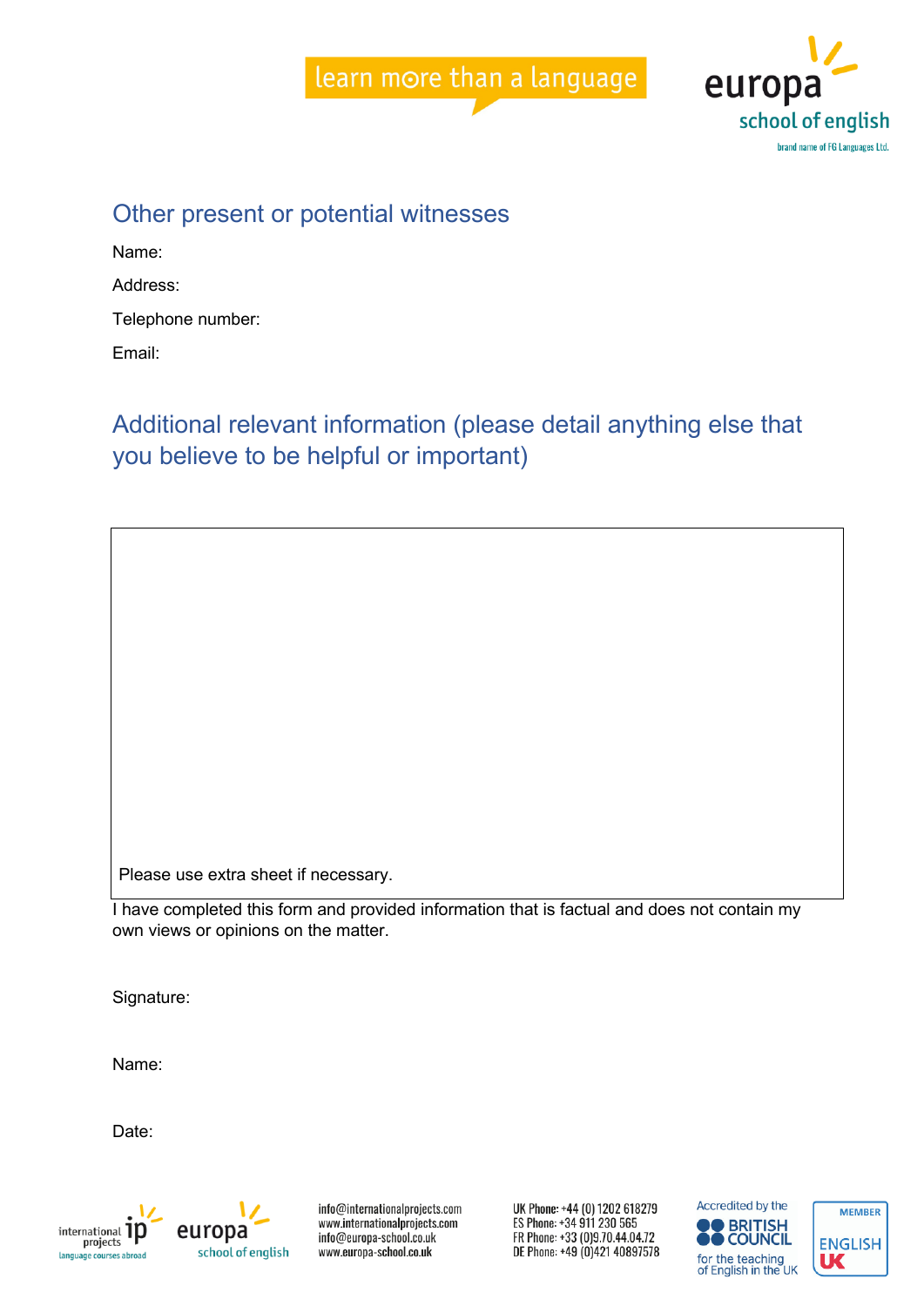## Other present or potential witnesses

Name:

Address:

Telephone number:

Email:

## Additional relevant information (please detail anything else that you believe to be helpful or important)

Please use extra sheet if necessary.

I have completed this form and provided information that is factual and does not contain my own views or opinions on the matter.

Signature:

Name:

Date: